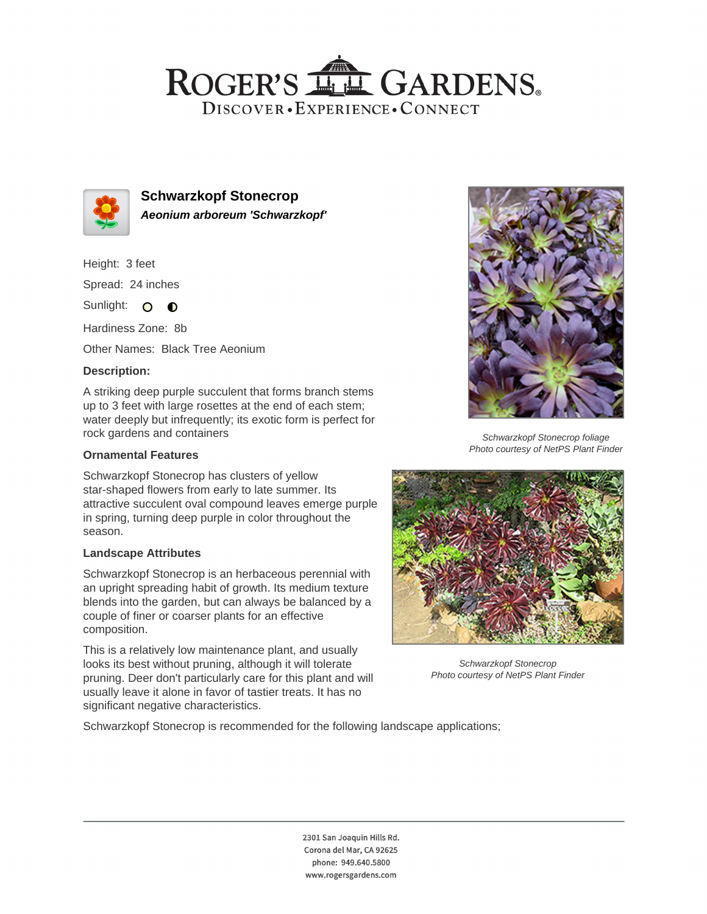# ROGER'S GARDENS

DISCOVER • EXPERIENCE • CONNECT

## Schwarzkopf Stonecrop

***Aeonium arboreum 'Schwarzkopf'***

Height: 3 feet

Spread: 24 inches

Sunlight:

Hardiness Zone: 8b

Other Names: Black Tree Aeonium

### Description:

A striking deep purple succulent that forms branch stems up to 3 feet with large rosettes at the end of each stem; water deeply but infrequently; its exotic form is perfect for rock gardens and containers

### Ornamental Features

Schwarzkopf Stonecrop has clusters of yellow star-shaped flowers from early to late summer. Its attractive succulent oval compound leaves emerge purple in spring, turning deep purple in color throughout the season.

### Landscape Attributes

Schwarzkopf Stonecrop is an herbaceous perennial with an upright spreading habit of growth. Its medium texture blends into the garden, but can always be balanced by a couple of finer or coarser plants for an effective composition.

This is a relatively low maintenance plant, and usually looks its best without pruning, although it will tolerate pruning. Deer don't particularly care for this plant and will usually leave it alone in favor of tastier treats. It has no significant negative characteristics.

*Schwarzkopf Stonecrop foliage*
*Photo courtesy of NetPS Plant Finder*

*Schwarzkopf Stonecrop*
*Photo courtesy of NetPS Plant Finder*

Schwarzkopf Stonecrop is recommended for the following landscape applications;

2301 San Joaquin Hills Rd.
Corona del Mar, CA 92625
phone: 949.640.5800
www.rogersgardens.com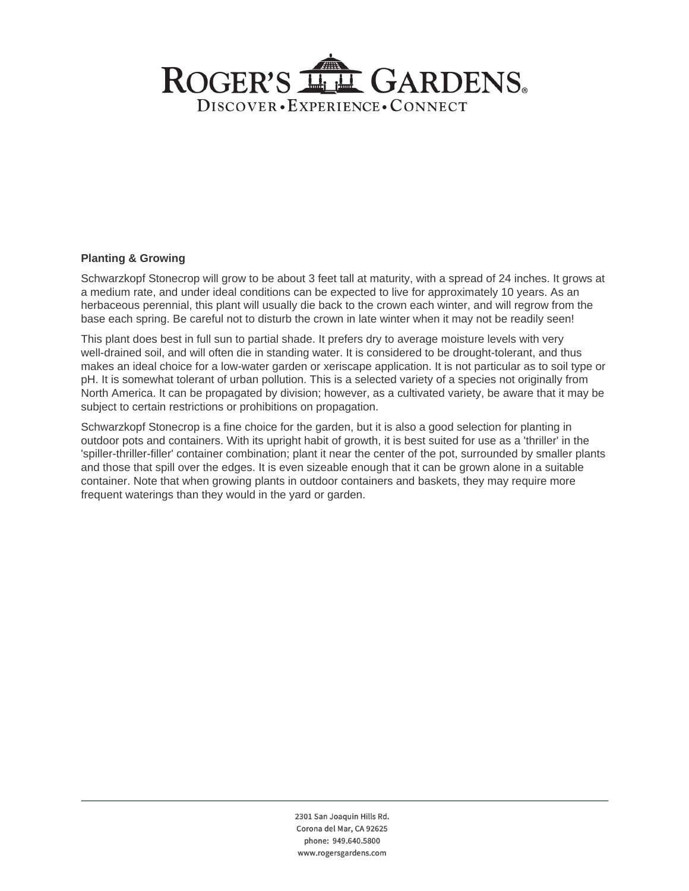**Planting & Growing**

Schwarzkopf Stonecrop will grow to be about 3 feet tall at maturity, with a spread of 24 inches. It grows at a medium rate, and under ideal conditions can be expected to live for approximately 10 years. As an herbaceous perennial, this plant will usually die back to the crown each winter, and will regrow from the base each spring. Be careful not to disturb the crown in late winter when it may not be readily seen!

This plant does best in full sun to partial shade. It prefers dry to average moisture levels with very well-drained soil, and will often die in standing water. It is considered to be drought-tolerant, and thus makes an ideal choice for a low-water garden or xeriscape application. It is not particular as to soil type or pH. It is somewhat tolerant of urban pollution. This is a selected variety of a species not originally from North America. It can be propagated by division; however, as a cultivated variety, be aware that it may be subject to certain restrictions or prohibitions on propagation.

Schwarzkopf Stonecrop is a fine choice for the garden, but it is also a good selection for planting in outdoor pots and containers. With its upright habit of growth, it is best suited for use as a 'thriller' in the 'spiller-thriller-filler' container combination; plant it near the center of the pot, surrounded by smaller plants and those that spill over the edges. It is even sizeable enough that it can be grown alone in a suitable container. Note that when growing plants in outdoor containers and baskets, they may require more frequent waterings than they would in the yard or garden.